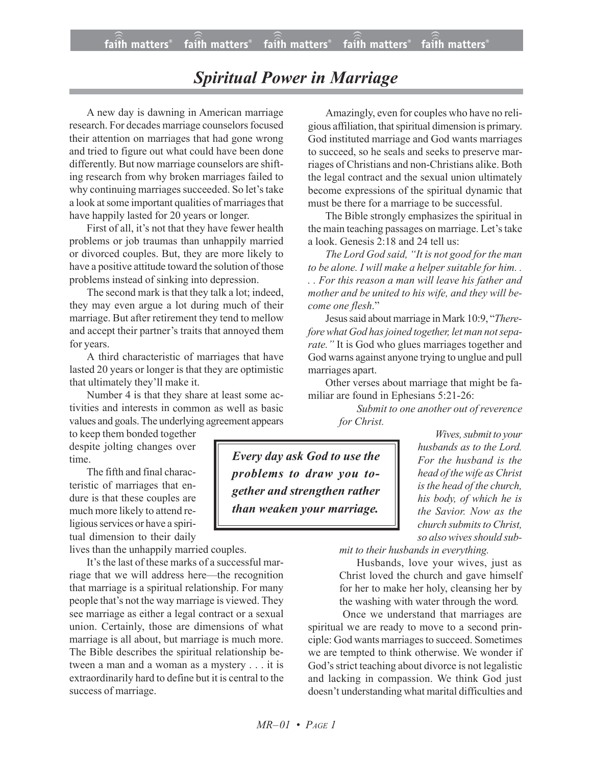# *Spiritual Power in Marriage*

A new day is dawning in American marriage research. For decades marriage counselors focused their attention on marriages that had gone wrong and tried to figure out what could have been done differently. But now marriage counselors are shifting research from why broken marriages failed to why continuing marriages succeeded. So let's take a look at some important qualities of marriages that have happily lasted for 20 years or longer.

First of all, it's not that they have fewer health problems or job traumas than unhappily married or divorced couples. But, they are more likely to have a positive attitude toward the solution of those problems instead of sinking into depression.

The second mark is that they talk a lot; indeed, they may even argue a lot during much of their marriage. But after retirement they tend to mellow and accept their partner's traits that annoyed them for years.

A third characteristic of marriages that have lasted 20 years or longer is that they are optimistic that ultimately they'll make it.

Number 4 is that they share at least some activities and interests in common as well as basic values and goals. The underlying agreement appears to keep them bonded together despite jolting changes over time.

The fifth and final characteristic of marriages that endure is that these couples are much more likely to attend religious services or have a spiritual dimension to their daily lives than the unhappily married couples.

It's the last of these marks of a successful marriage that we will address here—the recognition that marriage is a spiritual relationship. For many people that's not the way marriage is viewed. They see marriage as either a legal contract or a sexual union. Certainly, those are dimensions of what marriage is all about, but marriage is much more. The Bible describes the spiritual relationship between a man and a woman as a mystery . . . it is extraordinarily hard to define but it is central to the success of marriage.

> ***Every day ask God to use the problems to draw you together and strengthen rather than weaken your marriage.***

Amazingly, even for couples who have no religious affiliation, that spiritual dimension is primary. God instituted marriage and God wants marriages to succeed, so he seals and seeks to preserve marriages of Christians and non-Christians alike. Both the legal contract and the sexual union ultimately become expressions of the spiritual dynamic that must be there for a marriage to be successful.

The Bible strongly emphasizes the spiritual in the main teaching passages on marriage. Let's take a look. Genesis 2:18 and 24 tell us:

*The Lord God said, "It is not good for the man to be alone. I will make a helper suitable for him. . . . For this reason a man will leave his father and mother and be united to his wife, and they will become one flesh*."

Jesus said about marriage in Mark 10:9, "*Therefore what God has joined together, let man not separate."* It is God who glues marriages together and God warns against anyone trying to unglue and pull marriages apart.

Other verses about marriage that might be familiar are found in Ephesians 5:21-26:

> *Submit to one another out of reverence for Christ.*
>
> *Wives, submit to your husbands as to the Lord. For the husband is the head of the wife as Christ is the head of the church, his body, of which he is the Savior. Now as the church submits to Christ, so also wives should submit to their husbands in everything.*
>
> Husbands, love your wives, just as Christ loved the church and gave himself for her to make her holy, cleansing her by the washing with water through the word*.*

Once we understand that marriages are spiritual we are ready to move to a second principle: God wants marriages to succeed. Sometimes we are tempted to think otherwise. We wonder if God's strict teaching about divorce is not legalistic and lacking in compassion. We think God just doesn't understanding what marital difficulties and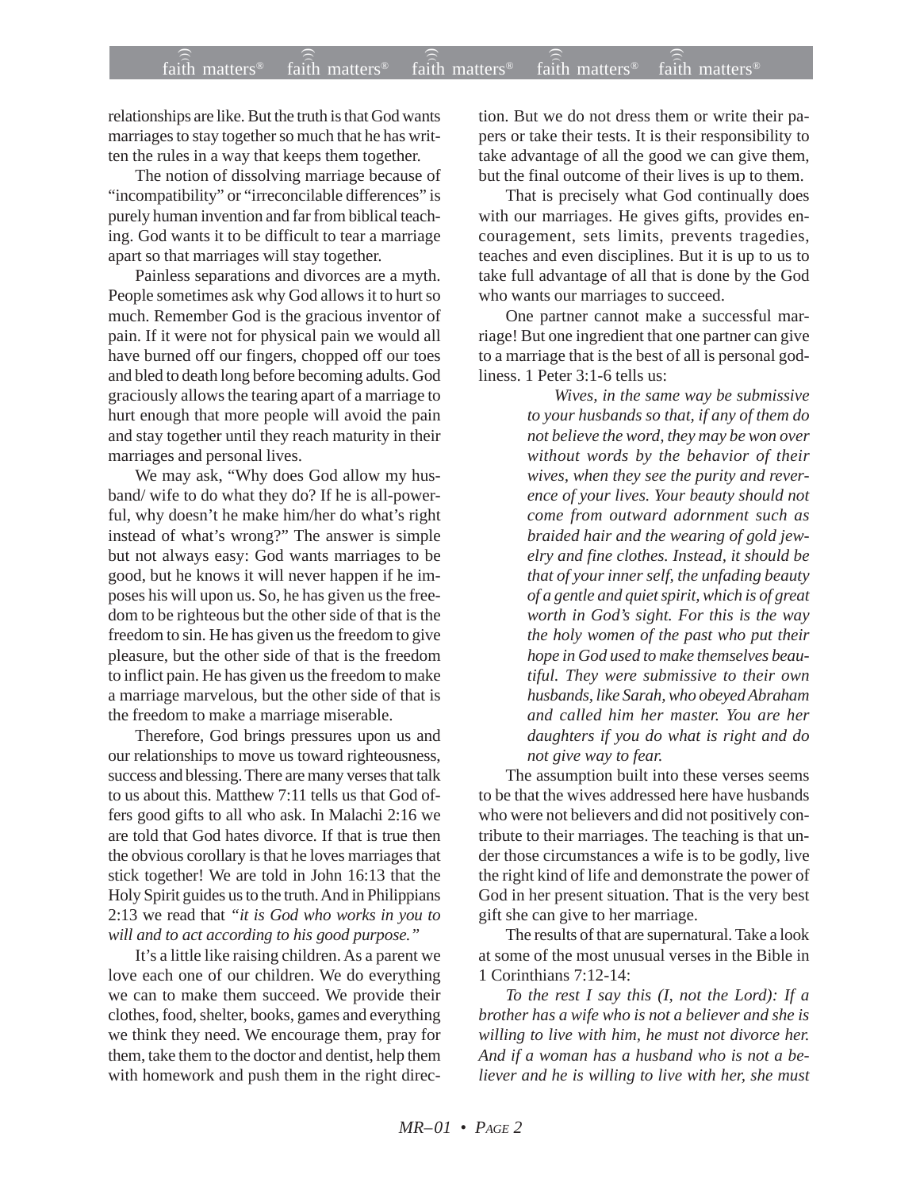relationships are like. But the truth is that God wants marriages to stay together so much that he has written the rules in a way that keeps them together.

The notion of dissolving marriage because of "incompatibility" or "irreconcilable differences" is purely human invention and far from biblical teaching. God wants it to be difficult to tear a marriage apart so that marriages will stay together.

Painless separations and divorces are a myth. People sometimes ask why God allows it to hurt so much. Remember God is the gracious inventor of pain. If it were not for physical pain we would all have burned off our fingers, chopped off our toes and bled to death long before becoming adults. God graciously allows the tearing apart of a marriage to hurt enough that more people will avoid the pain and stay together until they reach maturity in their marriages and personal lives.

We may ask, "Why does God allow my husband/ wife to do what they do? If he is all-powerful, why doesn't he make him/her do what's right instead of what's wrong?" The answer is simple but not always easy: God wants marriages to be good, but he knows it will never happen if he imposes his will upon us. So, he has given us the freedom to be righteous but the other side of that is the freedom to sin. He has given us the freedom to give pleasure, but the other side of that is the freedom to inflict pain. He has given us the freedom to make a marriage marvelous, but the other side of that is the freedom to make a marriage miserable.

Therefore, God brings pressures upon us and our relationships to move us toward righteousness, success and blessing. There are many verses that talk to us about this. Matthew 7:11 tells us that God offers good gifts to all who ask. In Malachi 2:16 we are told that God hates divorce. If that is true then the obvious corollary is that he loves marriages that stick together! We are told in John 16:13 that the Holy Spirit guides us to the truth. And in Philippians 2:13 we read that *"it is God who works in you to will and to act according to his good purpose."*

It's a little like raising children. As a parent we love each one of our children. We do everything we can to make them succeed. We provide their clothes, food, shelter, books, games and everything we think they need. We encourage them, pray for them, take them to the doctor and dentist, help them with homework and push them in the right direction. But we do not dress them or write their papers or take their tests. It is their responsibility to take advantage of all the good we can give them, but the final outcome of their lives is up to them.

That is precisely what God continually does with our marriages. He gives gifts, provides encouragement, sets limits, prevents tragedies, teaches and even disciplines. But it is up to us to take full advantage of all that is done by the God who wants our marriages to succeed.

One partner cannot make a successful marriage! But one ingredient that one partner can give to a marriage that is the best of all is personal godliness. 1 Peter 3:1-6 tells us:

> *Wives, in the same way be submissive to your husbands so that, if any of them do not believe the word, they may be won over without words by the behavior of their wives, when they see the purity and reverence of your lives. Your beauty should not come from outward adornment such as braided hair and the wearing of gold jewelry and fine clothes. Instead, it should be that of your inner self, the unfading beauty of a gentle and quiet spirit, which is of great worth in God's sight. For this is the way the holy women of the past who put their hope in God used to make themselves beautiful. They were submissive to their own husbands, like Sarah, who obeyed Abraham and called him her master. You are her daughters if you do what is right and do not give way to fear.*

The assumption built into these verses seems to be that the wives addressed here have husbands who were not believers and did not positively contribute to their marriages. The teaching is that under those circumstances a wife is to be godly, live the right kind of life and demonstrate the power of God in her present situation. That is the very best gift she can give to her marriage.

The results of that are supernatural. Take a look at some of the most unusual verses in the Bible in 1 Corinthians 7:12-14:

*To the rest I say this (I, not the Lord): If a brother has a wife who is not a believer and she is willing to live with him, he must not divorce her. And if a woman has a husband who is not a believer and he is willing to live with her, she must*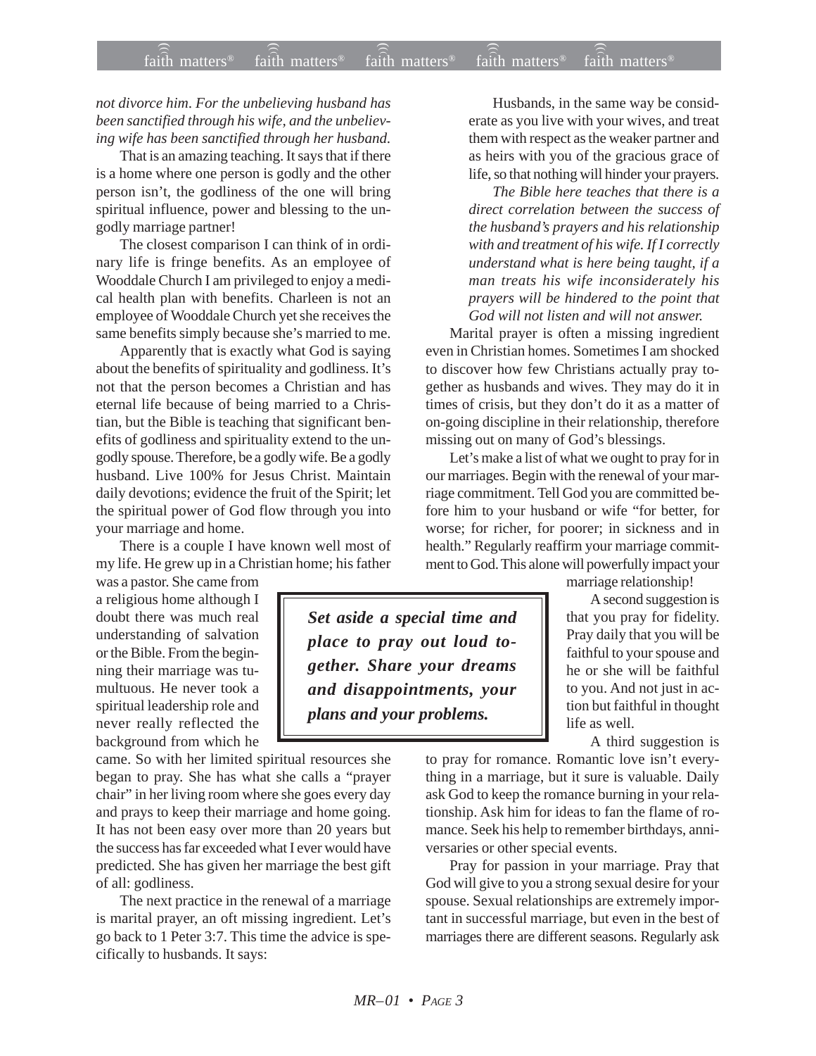*not divorce him. For the unbelieving husband has been sanctified through his wife, and the unbelieving wife has been sanctified through her husband.*

That is an amazing teaching. It says that if there is a home where one person is godly and the other person isn't, the godliness of the one will bring spiritual influence, power and blessing to the ungodly marriage partner!

The closest comparison I can think of in ordinary life is fringe benefits. As an employee of Wooddale Church I am privileged to enjoy a medical health plan with benefits. Charleen is not an employee of Wooddale Church yet she receives the same benefits simply because she's married to me.

Apparently that is exactly what God is saying about the benefits of spirituality and godliness. It's not that the person becomes a Christian and has eternal life because of being married to a Christian, but the Bible is teaching that significant benefits of godliness and spirituality extend to the ungodly spouse. Therefore, be a godly wife. Be a godly husband. Live 100% for Jesus Christ. Maintain daily devotions; evidence the fruit of the Spirit; let the spiritual power of God flow through you into your marriage and home.

There is a couple I have known well most of my life. He grew up in a Christian home; his father was a pastor. She came from a religious home although I doubt there was much real understanding of salvation or the Bible. From the beginning their marriage was tumultuous. He never took a spiritual leadership role and never really reflected the background from which he came. So with her limited spiritual resources she began to pray. She has what she calls a "prayer chair" in her living room where she goes every day and prays to keep their marriage and home going. It has not been easy over more than 20 years but the success has far exceeded what I ever would have predicted. She has given her marriage the best gift of all: godliness.

The next practice in the renewal of a marriage is marital prayer, an oft missing ingredient. Let's go back to 1 Peter 3:7. This time the advice is specifically to husbands. It says:

> Husbands, in the same way be considerate as you live with your wives, and treat them with respect as the weaker partner and as heirs with you of the gracious grace of life, so that nothing will hinder your prayers.
>
> *The Bible here teaches that there is a direct correlation between the success of the husband's prayers and his relationship with and treatment of his wife. If I correctly understand what is here being taught, if a man treats his wife inconsiderately his prayers will be hindered to the point that God will not listen and will not answer.*

Marital prayer is often a missing ingredient even in Christian homes. Sometimes I am shocked to discover how few Christians actually pray together as husbands and wives. They may do it in times of crisis, but they don't do it as a matter of on-going discipline in their relationship, therefore missing out on many of God's blessings.

Let's make a list of what we ought to pray for in our marriages. Begin with the renewal of your marriage commitment. Tell God you are committed before him to your husband or wife "for better, for worse; for richer, for poorer; in sickness and in health." Regularly reaffirm your marriage commitment to God. This alone will powerfully impact your marriage relationship!

***Set aside a special time and place to pray out loud together. Share your dreams and disappointments, your plans and your problems.***

A second suggestion is that you pray for fidelity. Pray daily that you will be faithful to your spouse and he or she will be faithful to you. And not just in action but faithful in thought life as well.

A third suggestion is to pray for romance. Romantic love isn't everything in a marriage, but it sure is valuable. Daily ask God to keep the romance burning in your relationship. Ask him for ideas to fan the flame of romance. Seek his help to remember birthdays, anniversaries or other special events.

Pray for passion in your marriage. Pray that God will give to you a strong sexual desire for your spouse. Sexual relationships are extremely important in successful marriage, but even in the best of marriages there are different seasons. Regularly ask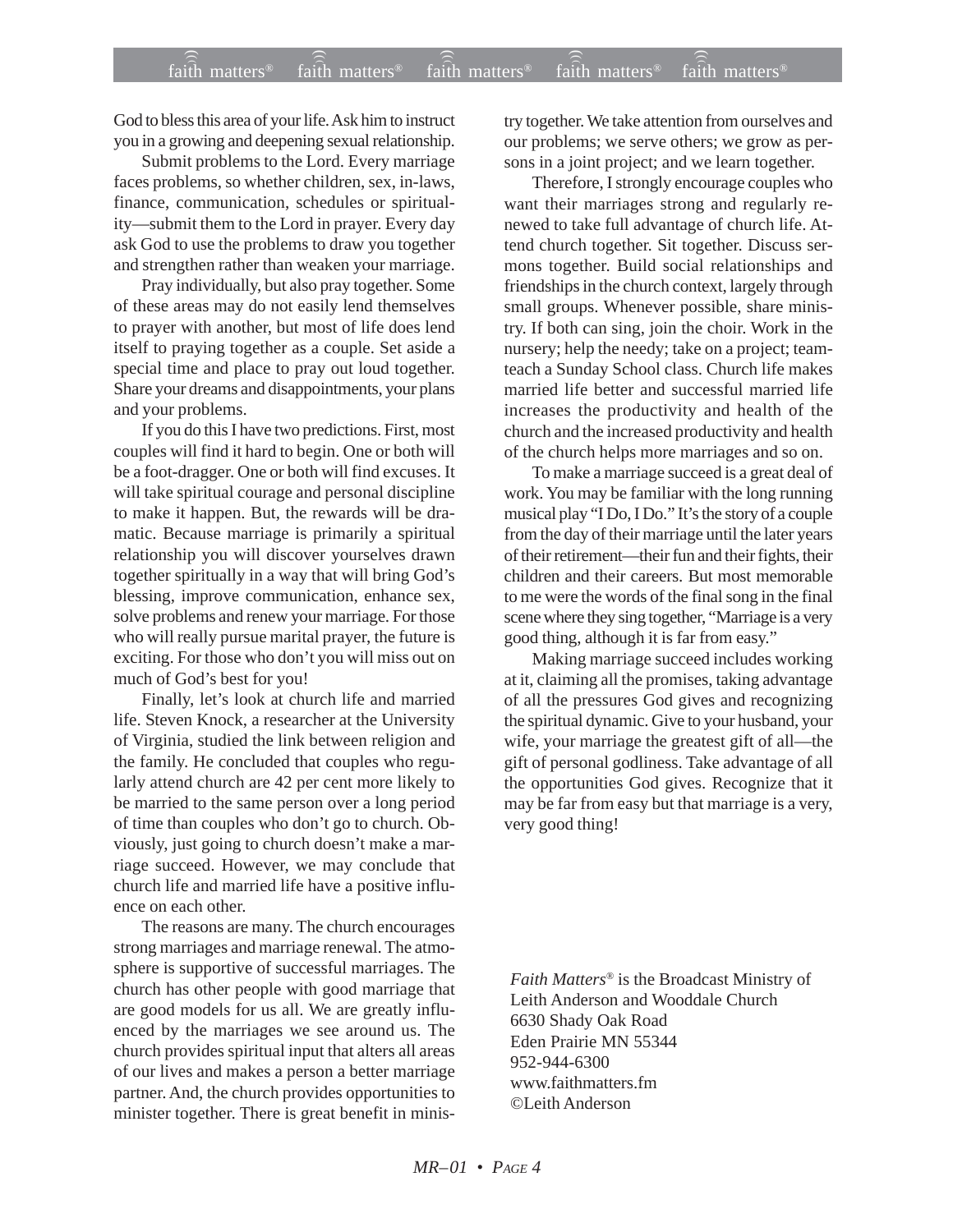God to bless this area of your life. Ask him to instruct you in a growing and deepening sexual relationship.

Submit problems to the Lord. Every marriage faces problems, so whether children, sex, in-laws, finance, communication, schedules or spirituality—submit them to the Lord in prayer. Every day ask God to use the problems to draw you together and strengthen rather than weaken your marriage.

Pray individually, but also pray together. Some of these areas may do not easily lend themselves to prayer with another, but most of life does lend itself to praying together as a couple. Set aside a special time and place to pray out loud together. Share your dreams and disappointments, your plans and your problems.

If you do this I have two predictions. First, most couples will find it hard to begin. One or both will be a foot-dragger. One or both will find excuses. It will take spiritual courage and personal discipline to make it happen. But, the rewards will be dramatic. Because marriage is primarily a spiritual relationship you will discover yourselves drawn together spiritually in a way that will bring God's blessing, improve communication, enhance sex, solve problems and renew your marriage. For those who will really pursue marital prayer, the future is exciting. For those who don't you will miss out on much of God's best for you!

Finally, let's look at church life and married life. Steven Knock, a researcher at the University of Virginia, studied the link between religion and the family. He concluded that couples who regularly attend church are 42 per cent more likely to be married to the same person over a long period of time than couples who don't go to church. Obviously, just going to church doesn't make a marriage succeed. However, we may conclude that church life and married life have a positive influence on each other.

The reasons are many. The church encourages strong marriages and marriage renewal. The atmosphere is supportive of successful marriages. The church has other people with good marriage that are good models for us all. We are greatly influenced by the marriages we see around us. The church provides spiritual input that alters all areas of our lives and makes a person a better marriage partner. And, the church provides opportunities to minister together. There is great benefit in ministry together. We take attention from ourselves and our problems; we serve others; we grow as persons in a joint project; and we learn together.

Therefore, I strongly encourage couples who want their marriages strong and regularly renewed to take full advantage of church life. Attend church together. Sit together. Discuss sermons together. Build social relationships and friendships in the church context, largely through small groups. Whenever possible, share ministry. If both can sing, join the choir. Work in the nursery; help the needy; take on a project; team-teach a Sunday School class. Church life makes married life better and successful married life increases the productivity and health of the church and the increased productivity and health of the church helps more marriages and so on.

To make a marriage succeed is a great deal of work. You may be familiar with the long running musical play "I Do, I Do." It's the story of a couple from the day of their marriage until the later years of their retirement—their fun and their fights, their children and their careers. But most memorable to me were the words of the final song in the final scene where they sing together, "Marriage is a very good thing, although it is far from easy."

Making marriage succeed includes working at it, claiming all the promises, taking advantage of all the pressures God gives and recognizing the spiritual dynamic. Give to your husband, your wife, your marriage the greatest gift of all—the gift of personal godliness. Take advantage of all the opportunities God gives. Recognize that it may be far from easy but that marriage is a very, very good thing!

*Faith Matters*® is the Broadcast Ministry of
Leith Anderson and Wooddale Church
6630 Shady Oak Road
Eden Prairie MN 55344
952-944-6300
www.faithmatters.fm
©Leith Anderson